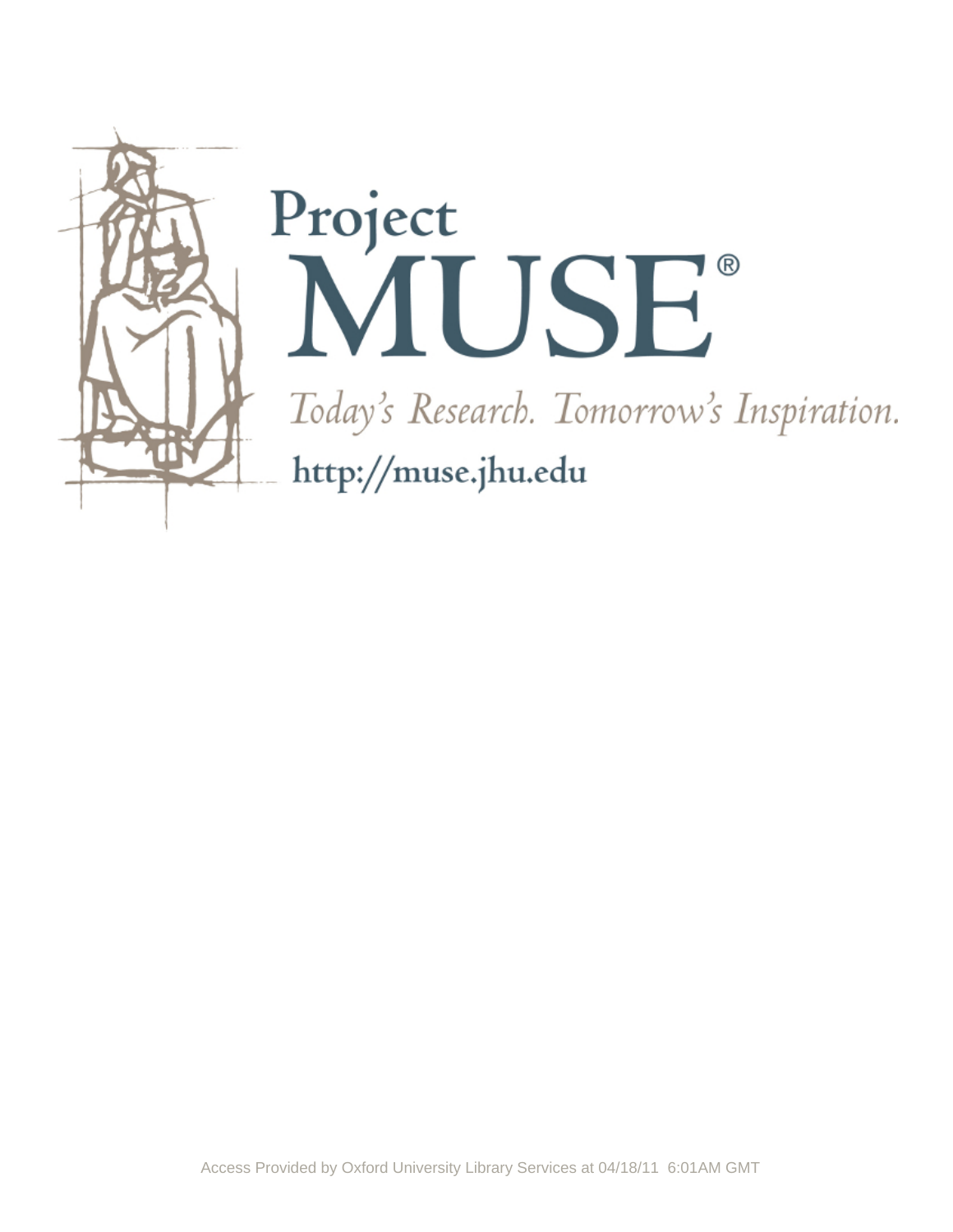Project
MUSE®

*Today's Research. Tomorrow's Inspiration.*

http://muse.jhu.edu

Access Provided by Oxford University Library Services at 04/18/11 6:01AM GMT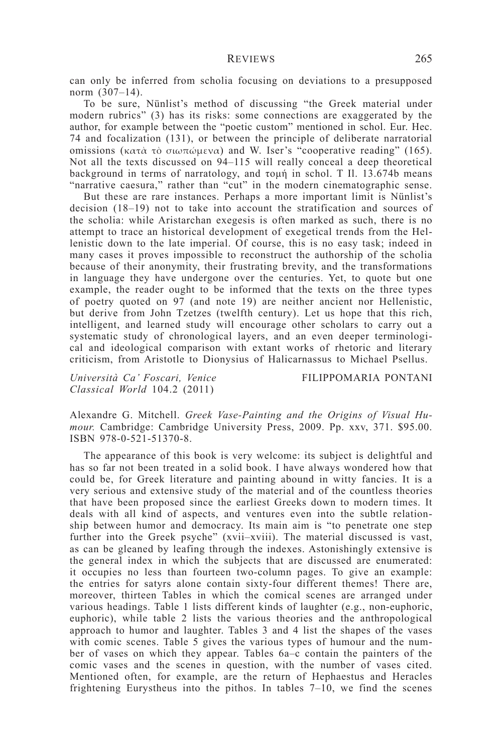can only be inferred from scholia focusing on deviations to a presupposed norm (307–14).

To be sure, Nünlist's method of discussing "the Greek material under modern rubrics" (3) has its risks: some connections are exaggerated by the author, for example between the "poetic custom" mentioned in schol. Eur. Hec. 74 and focalization (131), or between the principle of deliberate narratorial omissions (κατὰ τὸ σιωπώμενα) and W. Iser's "cooperative reading" (165). Not all the texts discussed on 94–115 will really conceal a deep theoretical background in terms of narratology, and τομή in schol. T Il. 13.674b means "narrative caesura," rather than "cut" in the modern cinematographic sense.

But these are rare instances. Perhaps a more important limit is Nünlist's decision (18–19) not to take into account the stratification and sources of the scholia: while Aristarchan exegesis is often marked as such, there is no attempt to trace an historical development of exegetical trends from the Hellenistic down to the late imperial. Of course, this is no easy task; indeed in many cases it proves impossible to reconstruct the authorship of the scholia because of their anonymity, their frustrating brevity, and the transformations in language they have undergone over the centuries. Yet, to quote but one example, the reader ought to be informed that the texts on the three types of poetry quoted on 97 (and note 19) are neither ancient nor Hellenistic, but derive from John Tzetzes (twelfth century). Let us hope that this rich, intelligent, and learned study will encourage other scholars to carry out a systematic study of chronological layers, and an even deeper terminological and ideological comparison with extant works of rhetoric and literary criticism, from Aristotle to Dionysius of Halicarnassus to Michael Psellus.

*Università Ca' Foscari, Venice* FILIPPOMARIA PONTANI
*Classical World* 104.2 (2011)

Alexandre G. Mitchell. *Greek Vase-Painting and the Origins of Visual Humour.* Cambridge: Cambridge University Press, 2009. Pp. xxv, 371. $95.00. ISBN 978-0-521-51370-8.

The appearance of this book is very welcome: its subject is delightful and has so far not been treated in a solid book. I have always wondered how that could be, for Greek literature and painting abound in witty fancies. It is a very serious and extensive study of the material and of the countless theories that have been proposed since the earliest Greeks down to modern times. It deals with all kind of aspects, and ventures even into the subtle relationship between humor and democracy. Its main aim is "to penetrate one step further into the Greek psyche" (xvii–xviii). The material discussed is vast, as can be gleaned by leafing through the indexes. Astonishingly extensive is the general index in which the subjects that are discussed are enumerated: it occupies no less than fourteen two-column pages. To give an example: the entries for satyrs alone contain sixty-four different themes! There are, moreover, thirteen Tables in which the comical scenes are arranged under various headings. Table 1 lists different kinds of laughter (e.g., non-euphoric, euphoric), while table 2 lists the various theories and the anthropological approach to humor and laughter. Tables 3 and 4 list the shapes of the vases with comic scenes. Table 5 gives the various types of humour and the number of vases on which they appear. Tables 6a–c contain the painters of the comic vases and the scenes in question, with the number of vases cited. Mentioned often, for example, are the return of Hephaestus and Heracles frightening Eurystheus into the pithos. In tables 7–10, we find the scenes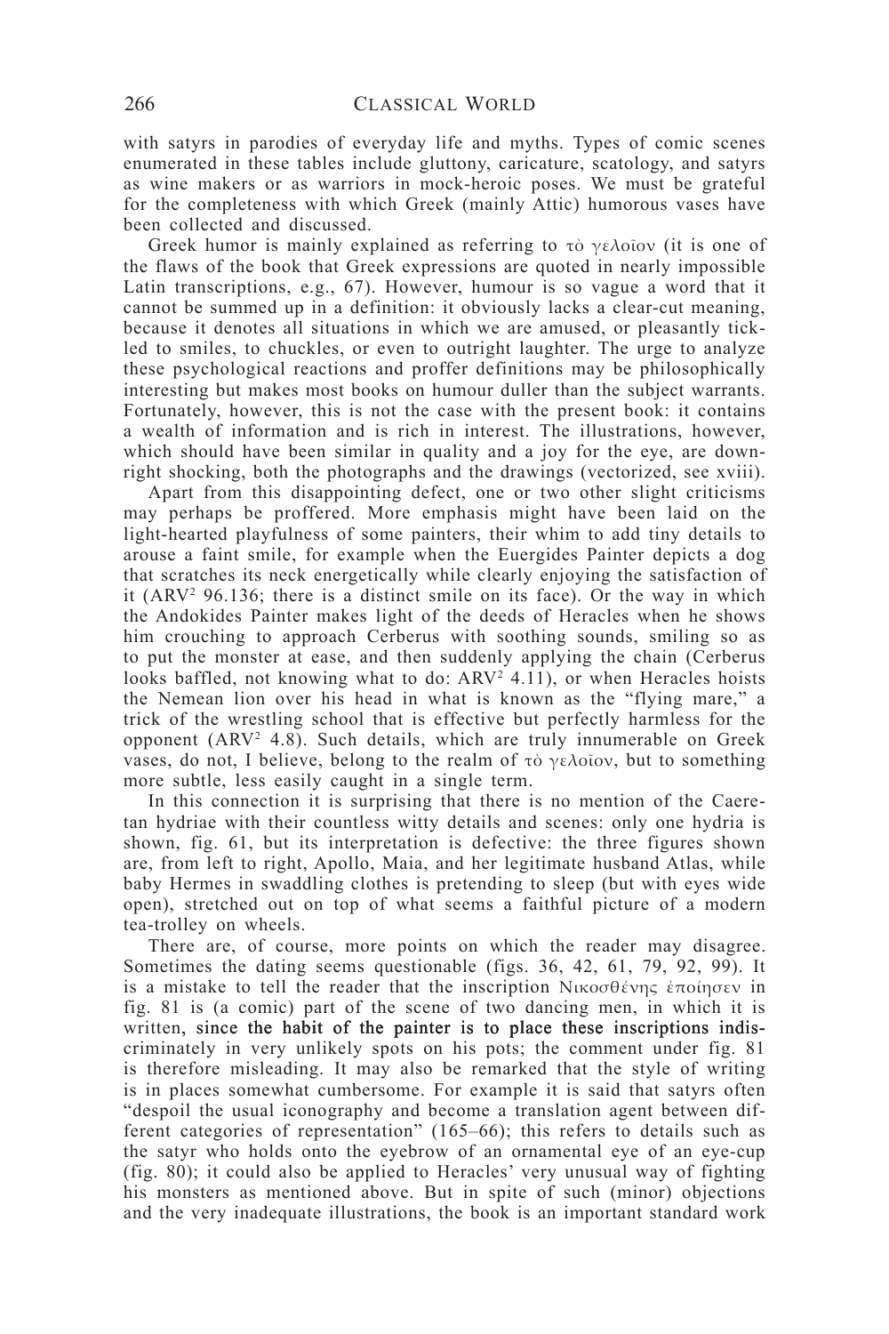with satyrs in parodies of everyday life and myths. Types of comic scenes enumerated in these tables include gluttony, caricature, scatology, and satyrs as wine makers or as warriors in mock-heroic poses. We must be grateful for the completeness with which Greek (mainly Attic) humorous vases have been collected and discussed.

Greek humor is mainly explained as referring to τὸ γελοῖον (it is one of the flaws of the book that Greek expressions are quoted in nearly impossible Latin transcriptions, e.g., 67). However, humour is so vague a word that it cannot be summed up in a definition: it obviously lacks a clear-cut meaning, because it denotes all situations in which we are amused, or pleasantly tickled to smiles, to chuckles, or even to outright laughter. The urge to analyze these psychological reactions and proffer definitions may be philosophically interesting but makes most books on humour duller than the subject warrants. Fortunately, however, this is not the case with the present book: it contains a wealth of information and is rich in interest. The illustrations, however, which should have been similar in quality and a joy for the eye, are downright shocking, both the photographs and the drawings (vectorized, see xviii).

Apart from this disappointing defect, one or two other slight criticisms may perhaps be proffered. More emphasis might have been laid on the light-hearted playfulness of some painters, their whim to add tiny details to arouse a faint smile, for example when the Euergides Painter depicts a dog that scratches its neck energetically while clearly enjoying the satisfaction of it (ARV[2] 96.136; there is a distinct smile on its face). Or the way in which the Andokides Painter makes light of the deeds of Heracles when he shows him crouching to approach Cerberus with soothing sounds, smiling so as to put the monster at ease, and then suddenly applying the chain (Cerberus looks baffled, not knowing what to do: ARV[2] 4.11), or when Heracles hoists the Nemean lion over his head in what is known as the "flying mare," a trick of the wrestling school that is effective but perfectly harmless for the opponent (ARV[2] 4.8). Such details, which are truly innumerable on Greek vases, do not, I believe, belong to the realm of τὸ γελοῖον, but to something more subtle, less easily caught in a single term.

In this connection it is surprising that there is no mention of the Caeretan hydriae with their countless witty details and scenes: only one hydria is shown, fig. 61, but its interpretation is defective: the three figures shown are, from left to right, Apollo, Maia, and her legitimate husband Atlas, while baby Hermes in swaddling clothes is pretending to sleep (but with eyes wide open), stretched out on top of what seems a faithful picture of a modern tea-trolley on wheels.

There are, of course, more points on which the reader may disagree. Sometimes the dating seems questionable (figs. 36, 42, 61, 79, 92, 99). It is a mistake to tell the reader that the inscription Νικοσθένης ἐποίησεν in fig. 81 is (a comic) part of the scene of two dancing men, in which it is written, since the habit of the painter is to place these inscriptions indiscriminately in very unlikely spots on his pots; the comment under fig. 81 is therefore misleading. It may also be remarked that the style of writing is in places somewhat cumbersome. For example it is said that satyrs often "despoil the usual iconography and become a translation agent between different categories of representation" (165–66); this refers to details such as the satyr who holds onto the eyebrow of an ornamental eye of an eye-cup (fig. 80); it could also be applied to Heracles' very unusual way of fighting his monsters as mentioned above. But in spite of such (minor) objections and the very inadequate illustrations, the book is an important standard work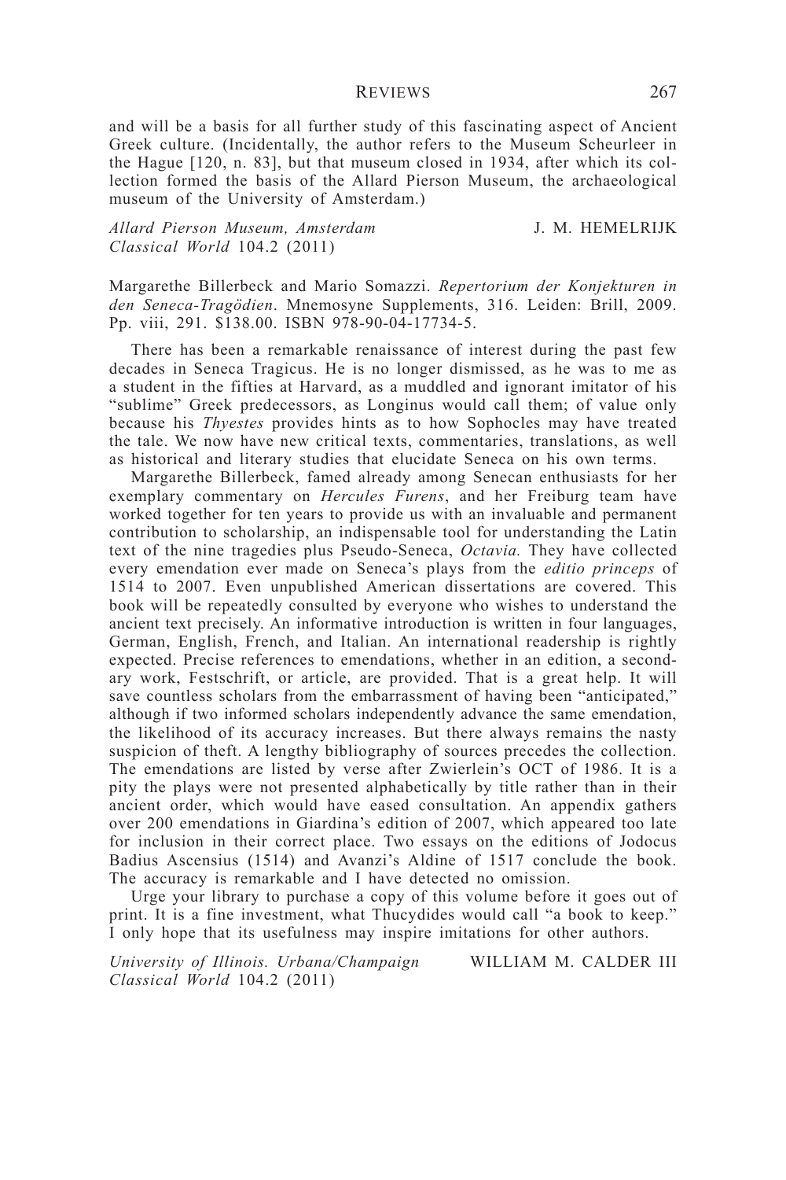and will be a basis for all further study of this fascinating aspect of Ancient Greek culture. (Incidentally, the author refers to the Museum Scheurleer in the Hague [120, n. 83], but that museum closed in 1934, after which its collection formed the basis of the Allard Pierson Museum, the archaeological museum of the University of Amsterdam.)

*Allard Pierson Museum, Amsterdam* J. M. HEMELRIJK
*Classical World* 104.2 (2011)

Margarethe Billerbeck and Mario Somazzi. *Repertorium der Konjekturen in den Seneca-Tragödien*. Mnemosyne Supplements, 316. Leiden: Brill, 2009. Pp. viii, 291. $138.00. ISBN 978-90-04-17734-5.

There has been a remarkable renaissance of interest during the past few decades in Seneca Tragicus. He is no longer dismissed, as he was to me as a student in the fifties at Harvard, as a muddled and ignorant imitator of his "sublime" Greek predecessors, as Longinus would call them; of value only because his *Thyestes* provides hints as to how Sophocles may have treated the tale. We now have new critical texts, commentaries, translations, as well as historical and literary studies that elucidate Seneca on his own terms.

Margarethe Billerbeck, famed already among Senecan enthusiasts for her exemplary commentary on *Hercules Furens*, and her Freiburg team have worked together for ten years to provide us with an invaluable and permanent contribution to scholarship, an indispensable tool for understanding the Latin text of the nine tragedies plus Pseudo-Seneca, *Octavia.* They have collected every emendation ever made on Seneca's plays from the *editio princeps* of 1514 to 2007. Even unpublished American dissertations are covered. This book will be repeatedly consulted by everyone who wishes to understand the ancient text precisely. An informative introduction is written in four languages, German, English, French, and Italian. An international readership is rightly expected. Precise references to emendations, whether in an edition, a secondary work, Festschrift, or article, are provided. That is a great help. It will save countless scholars from the embarrassment of having been "anticipated," although if two informed scholars independently advance the same emendation, the likelihood of its accuracy increases. But there always remains the nasty suspicion of theft. A lengthy bibliography of sources precedes the collection. The emendations are listed by verse after Zwierlein's OCT of 1986. It is a pity the plays were not presented alphabetically by title rather than in their ancient order, which would have eased consultation. An appendix gathers over 200 emendations in Giardina's edition of 2007, which appeared too late for inclusion in their correct place. Two essays on the editions of Jodocus Badius Ascensius (1514) and Avanzi's Aldine of 1517 conclude the book. The accuracy is remarkable and I have detected no omission.

Urge your library to purchase a copy of this volume before it goes out of print. It is a fine investment, what Thucydides would call "a book to keep." I only hope that its usefulness may inspire imitations for other authors.

*University of Illinois. Urbana/Champaign* WILLIAM M. CALDER III
*Classical World* 104.2 (2011)